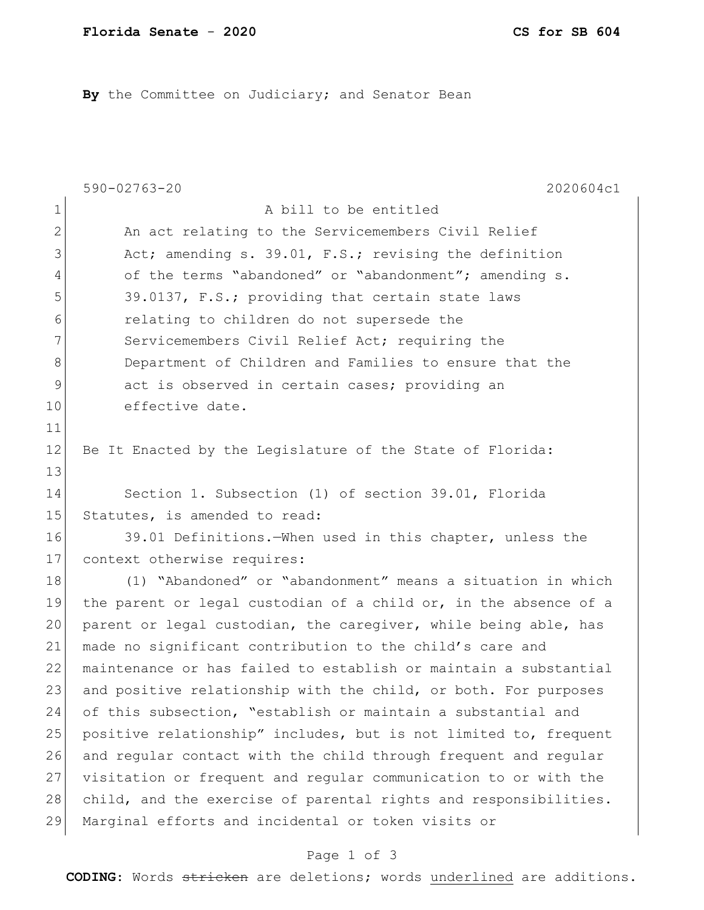**By** the Committee on Judiciary; and Senator Bean

590-02763-20 2020604c1

A bill to be entitled

An act relating to the Servicemembers Civil Relief Act; amending s. 39.01, F.S.; revising the definition of the terms "abandoned" or "abandonment"; amending s. 39.0137, F.S.; providing that certain state laws relating to children do not supersede the Servicemembers Civil Relief Act; requiring the Department of Children and Families to ensure that the act is observed in certain cases; providing an effective date.

Be It Enacted by the Legislature of the State of Florida:

Section 1. Subsection (1) of section 39.01, Florida Statutes, is amended to read:

39.01 Definitions.—When used in this chapter, unless the context otherwise requires:

(1) "Abandoned" or "abandonment" means a situation in which the parent or legal custodian of a child or, in the absence of a parent or legal custodian, the caregiver, while being able, has made no significant contribution to the child's care and maintenance or has failed to establish or maintain a substantial and positive relationship with the child, or both. For purposes of this subsection, "establish or maintain a substantial and positive relationship" includes, but is not limited to, frequent and regular contact with the child through frequent and regular visitation or frequent and regular communication to or with the child, and the exercise of parental rights and responsibilities. Marginal efforts and incidental or token visits or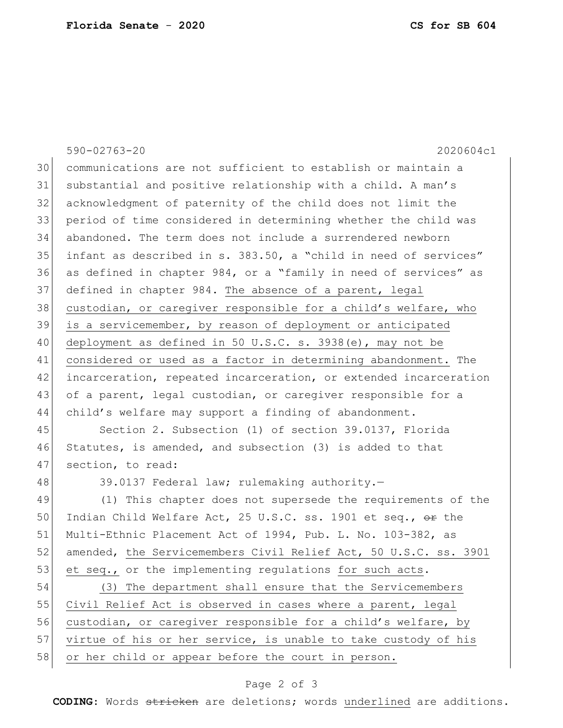590-02763-20 2020604c1

communications are not sufficient to establish or maintain a substantial and positive relationship with a child. A man's acknowledgment of paternity of the child does not limit the period of time considered in determining whether the child was abandoned. The term does not include a surrendered newborn infant as described in s. 383.50, a "child in need of services" as defined in chapter 984, or a "family in need of services" as defined in chapter 984. <u>The absence of a parent, legal custodian, or caregiver responsible for a child's welfare, who is a servicemember, by reason of deployment or anticipated deployment as defined in 50 U.S.C. s. 3938(e), may not be considered or used as a factor in determining abandonment.</u> The incarceration, repeated incarceration, or extended incarceration of a parent, legal custodian, or caregiver responsible for a child's welfare may support a finding of abandonment.

Section 2. Subsection (1) of section 39.0137, Florida Statutes, is amended, and subsection (3) is added to that section, to read:

39.0137 Federal law; rulemaking authority.—

(1) This chapter does not supersede the requirements of the Indian Child Welfare Act, 25 U.S.C. ss. 1901 et seq., ~~or~~ the Multi-Ethnic Placement Act of 1994, Pub. L. No. 103-382, as amended, <u>the Servicemembers Civil Relief Act, 50 U.S.C. ss. 3901 et seq.,</u> or the implementing regulations <u>for such acts</u>.

<u>(3) The department shall ensure that the Servicemembers Civil Relief Act is observed in cases where a parent, legal custodian, or caregiver responsible for a child's welfare, by virtue of his or her service, is unable to take custody of his or her child or appear before the court in person.</u>

**CODING:** Words ~~stricken~~ are deletions; words <u>underlined</u> are additions.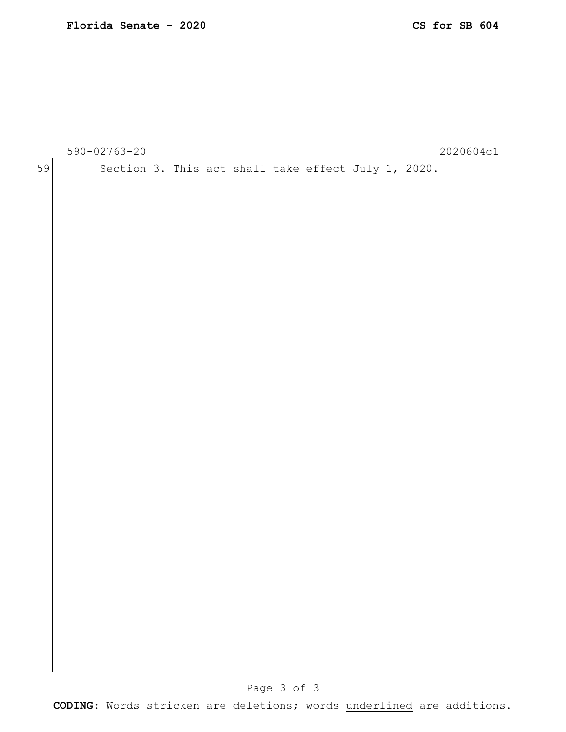59 Section 3. This act shall take effect July 1, 2020.